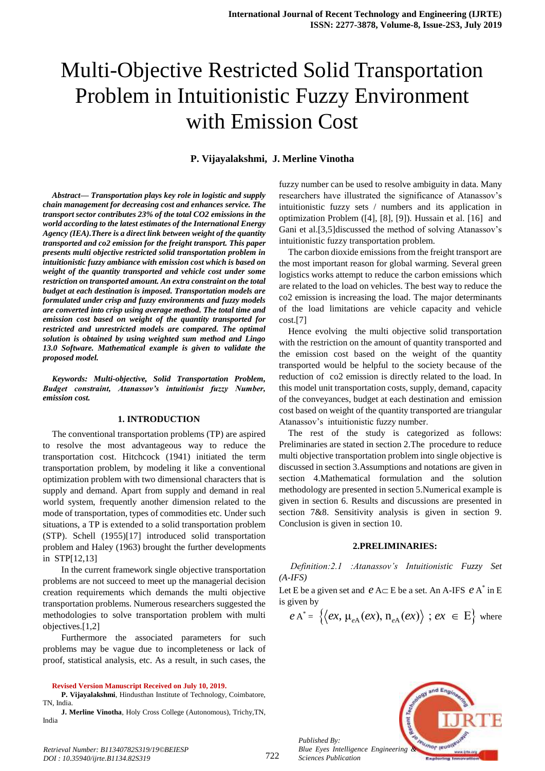# Multi-Objective Restricted Solid Transportation Problem in Intuitionistic Fuzzy Environment with Emission Cost

**P. Vijayalakshmi, J. Merline Vinotha**

***Abstract— Transportation plays key role in logistic and supply chain management for decreasing cost and enhances service. The transport sector contributes 23% of the total CO2 emissions in the world according to the latest estimates of the International Energy Agency (IEA).There is a direct link between weight of the quantity transported and co2 emission for the freight transport. This paper presents multi objective restricted solid transportation problem in intuitionistic fuzzy ambiance with emission cost which is based on weight of the quantity transported and vehicle cost under some restriction on transported amount. An extra constraint on the total budget at each destination is imposed. Transportation models are formulated under crisp and fuzzy environments and fuzzy models are converted into crisp using average method. The total time and emission cost based on weight of the quantity transported for restricted and unrestricted models are compared. The optimal solution is obtained by using weighted sum method and Lingo 13.0 Software. Mathematical example is given to validate the proposed model.***

***Keywords: Multi-objective, Solid Transportation Problem, Budget constraint, Atanassov's intuitionist fuzzy Number, emission cost.***

## 1. INTRODUCTION

The conventional transportation problems (TP) are aspired to resolve the most advantageous way to reduce the transportation cost. Hitchcock (1941) initiated the term transportation problem, by modeling it like a conventional optimization problem with two dimensional characters that is supply and demand. Apart from supply and demand in real world system, frequently another dimension related to the mode of transportation, types of commodities etc. Under such situations, a TP is extended to a solid transportation problem (STP). Schell (1955)[17] introduced solid transportation problem and Haley (1963) brought the further developments in STP[12,13]

In the current framework single objective transportation problems are not succeed to meet up the managerial decision creation requirements which demands the multi objective transportation problems. Numerous researchers suggested the methodologies to solve transportation problem with multi objectives.[1,2]

Furthermore the associated parameters for such problems may be vague due to incompleteness or lack of proof, statistical analysis, etc. As a result, in such cases, the fuzzy number can be used to resolve ambiguity in data. Many researchers have illustrated the significance of Atanassov's intuitionistic fuzzy sets / numbers and its application in optimization Problem ([4], [8], [9]). Hussain et al. [16] and Gani et al.[3,5]discussed the method of solving Atanassov's intuitionistic fuzzy transportation problem.

The carbon dioxide emissions from the freight transport are the most important reason for global warming. Several green logistics works attempt to reduce the carbon emissions which are related to the load on vehicles. The best way to reduce the co2 emission is increasing the load. The major determinants of the load limitations are vehicle capacity and vehicle cost.[7]

Hence evolving the multi objective solid transportation with the restriction on the amount of quantity transported and the emission cost based on the weight of the quantity transported would be helpful to the society because of the reduction of co2 emission is directly related to the load. In this model unit transportation costs, supply, demand, capacity of the conveyances, budget at each destination and emission cost based on weight of the quantity transported are triangular Atanassov's intuitionistic fuzzy number.

The rest of the study is categorized as follows: Preliminaries are stated in section 2.The procedure to reduce multi objective transportation problem into single objective is discussed in section 3.Assumptions and notations are given in section 4.Mathematical formulation and the solution methodology are presented in section 5.Numerical example is given in section 6. Results and discussions are presented in section 7&8. Sensitivity analysis is given in section 9. Conclusion is given in section 10.

## 2.PRELIMINARIES:

*Definition:2.1 :Atanassov's Intuitionistic Fuzzy Set (A-IFS)*

Let E be a given set and $e A \subset E$ be a set. An A-IFS $e A^*$ in E is given by

$$e A^* = \left\{ \langle ex, \mu_{eA}(ex), n_{eA}(ex) \rangle \; ; ex \in E \right\}$$ where

**Revised Version Manuscript Received on July 10, 2019.**

**P. Vijayalakshmi**, Hindusthan Institute of Technology, Coimbatore, TN, India.

**J. Merline Vinotha**, Holy Cross College (Autonomous), Trichy,TN, India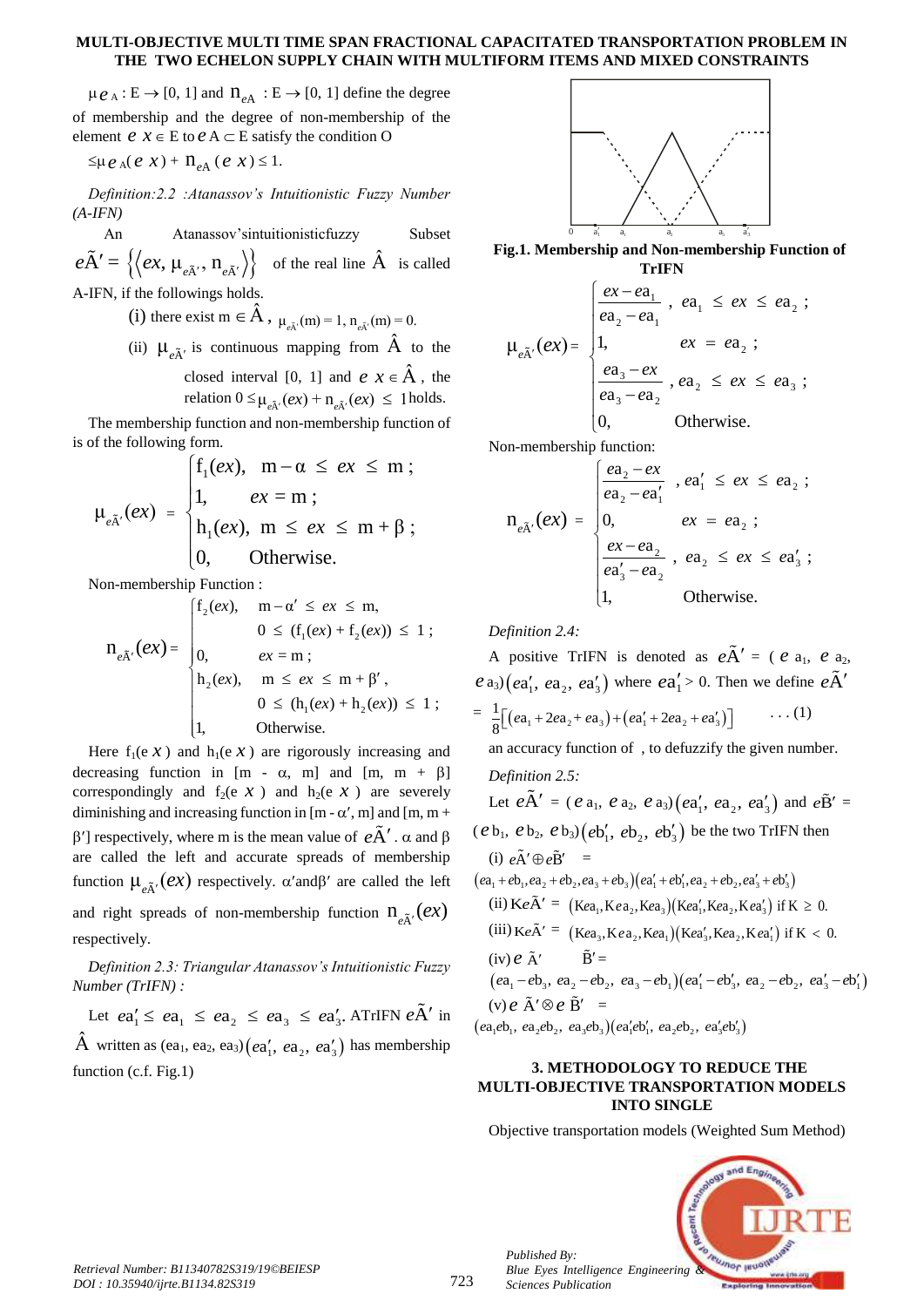$\mu_{eA} : E \to [0, 1]$ and $n_{eA} : E \to [0, 1]$ define the degree of membership and the degree of non-membership of the element $ex \in E$ to $eA \subset E$ satisfy the condition O $\leq \mu_{eA}(ex) + n_{eA}(ex) \leq 1$.

*Definition:2.2 :Atanassov's Intuitionistic Fuzzy Number (A-IFN)*

An Atanassov'sintuitionisticfuzzy Subset $e\tilde{A}' = \{\langle ex, \mu_{e\tilde{A}'}, n_{e\tilde{A}'} \rangle\}$ of the real line $\hat{A}$ is called A-IFN, if the followings holds.

(i) there exist $m \in \hat{A}$, $\mu_{e\tilde{A}'}(m) = 1$, $n_{e\tilde{A}'}(m) = 0$.

(ii) $\mu_{e\tilde{A}'}$ is continuous mapping from $\hat{A}$ to the closed interval [0, 1] and $ex \in \hat{A}$, the relation $0 \leq \mu_{e\tilde{A}'}(ex) + n_{e\tilde{A}'}(ex) \leq 1$ holds.

The membership function and non-membership function of is of the following form.

$$\mu_{e\tilde{A}'}(ex) = \begin{cases} f_1(ex), & m - \alpha \leq ex \leq m; \\ 1, & ex = m; \\ h_1(ex), & m \leq ex \leq m + \beta; \\ 0, & \text{Otherwise.} \end{cases}$$

Non-membership Function :

$$n_{e\tilde{A}'}(ex) = \begin{cases} f_2(ex), & m - \alpha' \leq ex \leq m, \\ & 0 \leq (f_1(ex) + f_2(ex)) \leq 1; \\ 0, & ex = m; \\ h_2(ex), & m \leq ex \leq m + \beta', \\ & 0 \leq (h_1(ex) + h_2(ex)) \leq 1; \\ 1, & \text{Otherwise.} \end{cases}$$

Here $f_1(ex)$ and $h_1(ex)$ are rigorously increasing and decreasing function in $[m - \alpha, m]$ and $[m, m + \beta]$ correspondingly and $f_2(ex)$ and $h_2(ex)$ are severely diminishing and increasing function in $[m - \alpha', m]$ and $[m, m + \beta']$ respectively, where m is the mean value of $e\tilde{A}'$. $\alpha$ and $\beta$ are called the left and accurate spreads of membership function $\mu_{e\tilde{A}'}(ex)$ respectively. $\alpha'$ and $\beta'$ are called the left and right spreads of non-membership function $n_{e\tilde{A}'}(ex)$ respectively.

*Definition 2.3: Triangular Atanassov's Intuitionistic Fuzzy Number (TrIFN) :*

Let $ea'_1 \leq ea_1 \leq ea_2 \leq ea_3 \leq ea'_3$. ATrIFN $e\tilde{A}'$ in $\hat{A}$ written as $(ea_1, ea_2, ea_3)(ea'_1, ea_2, ea'_3)$ has membership function (c.f. Fig.1)

**Fig.1. Membership and Non-membership Function of TrIFN**

$$\mu_{e\tilde{A}'}(ex) = \begin{cases} \dfrac{ex - ea_1}{ea_2 - ea_1}, & ea_1 \leq ex \leq ea_2; \\ 1, & ex = ea_2; \\ \dfrac{ea_3 - ex}{ea_3 - ea_2}, & ea_2 \leq ex \leq ea_3; \\ 0, & \text{Otherwise.} \end{cases}$$

Non-membership function:

$$n_{e\tilde{A}'}(ex) = \begin{cases} \dfrac{ea_2 - ex}{ea_2 - ea'_1}, & ea'_1 \leq ex \leq ea_2; \\ 0, & ex = ea_2; \\ \dfrac{ex - ea_2}{ea'_3 - ea_2}, & ea_2 \leq ex \leq ea'_3; \\ 1, & \text{Otherwise.} \end{cases}$$

*Definition 2.4:*

A positive TrIFN is denoted as $e\tilde{A}' = (ea_1, ea_2, ea_3)(ea'_1, ea_2, ea'_3)$ where $ea'_1 > 0$. Then we define $e\tilde{A}'$

$$= \frac{1}{8}\left[(ea_1 + 2ea_2 + ea_3) + (ea'_1 + 2ea_2 + ea'_3)\right] \quad \ldots (1)$$

an accuracy function of , to defuzzify the given number.

*Definition 2.5:*

Let $e\tilde{A}' = (ea_1, ea_2, ea_3)(ea'_1, ea_2, ea'_3)$ and $e\tilde{B}' = (eb_1, eb_2, eb_3)(eb'_1, eb_2, eb'_3)$ be the two TrIFN then

(i) $e\tilde{A}' \oplus e\tilde{B}'$ =
$(ea_1 + eb_1, ea_2 + eb_2, ea_3 + eb_3)(ea'_1 + eb'_1, ea_2 + eb_2, ea'_3 + eb'_3)$

(ii) $Ke\tilde{A}'$ = $(Kea_1, Kea_2, Kea_3)(Kea'_1, Kea_2, Kea'_3)$ if $K \geq 0$.

(iii) $Ke\tilde{A}'$ = $(Kea_3, Kea_2, Kea_1)(Kea'_3, Kea_2, Kea'_1)$ if $K < 0$.

(iv) $e\tilde{A}' \; \tilde{B}'$ =
$(ea_1 - eb_3, ea_2 - eb_2, ea_3 - eb_1)(ea'_1 - eb'_3, ea_2 - eb_2, ea'_3 - eb'_1)$

(v) $e\tilde{A}' \otimes e\tilde{B}'$ =
$(ea_1eb_1, ea_2eb_2, ea_3eb_3)(ea'_1eb'_1, ea_2eb_2, ea'_3eb'_3)$

## 3. METHODOLOGY TO REDUCE THE MULTI-OBJECTIVE TRANSPORTATION MODELS INTO SINGLE

Objective transportation models (Weighted Sum Method)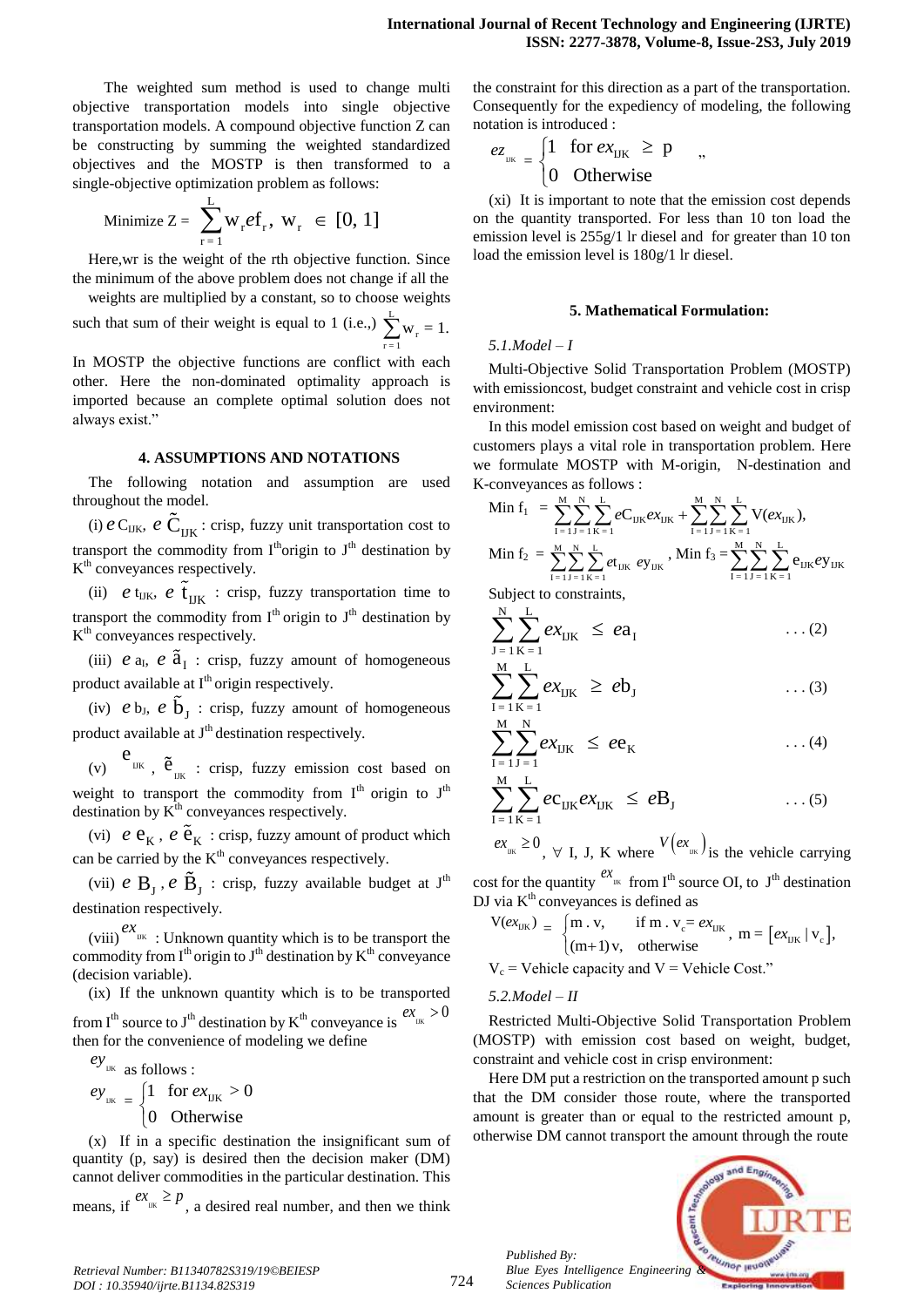The weighted sum method is used to change multi objective transportation models into single objective transportation models. A compound objective function Z can be constructing by summing the weighted standardized objectives and the MOSTP is then transformed to a single-objective optimization problem as follows:

$$\text{Minimize } Z = \sum_{r=1}^{L} w_r ef_r, \; w_r \in [0, 1]$$

Here,wr is the weight of the rth objective function. Since the minimum of the above problem does not change if all the weights are multiplied by a constant, so to choose weights such that sum of their weight is equal to 1 (i.e.,) $\sum_{r=1}^{L} w_r = 1.$

In MOSTP the objective functions are conflict with each other. Here the non-dominated optimality approach is imported because an complete optimal solution does not always exist."

## 4. ASSUMPTIONS AND NOTATIONS

The following notation and assumption are used throughout the model.

(i) $e\,C_{IJK}$, $e\,\tilde{C}_{IJK}$ : crisp, fuzzy unit transportation cost to transport the commodity from $I^{th}$origin to $J^{th}$ destination by $K^{th}$ conveyances respectively.

(ii) $e\,t_{IJK}$, $e\,\tilde{t}_{IJK}$ : crisp, fuzzy transportation time to transport the commodity from $I^{th}$ origin to $J^{th}$ destination by $K^{th}$ conveyances respectively.

(iii) $e\,a_I$, $e\,\tilde{a}_I$ : crisp, fuzzy amount of homogeneous product available at $I^{th}$ origin respectively.

(iv) $e\,b_J$, $e\,\tilde{b}_J$ : crisp, fuzzy amount of homogeneous product available at $J^{th}$ destination respectively.

(v) $e_{IJK}$, $\tilde{e}_{IJK}$ : crisp, fuzzy emission cost based on weight to transport the commodity from $I^{th}$ origin to $J^{th}$ destination by $K^{th}$ conveyances respectively.

(vi) $e\,e_K$, $e\,\tilde{e}_K$ : crisp, fuzzy amount of product which can be carried by the $K^{th}$ conveyances respectively.

(vii) $e\,B_J$, $e\,\tilde{B}_J$ : crisp, fuzzy available budget at $J^{th}$ destination respectively.

(viii) $ex_{IJK}$ : Unknown quantity which is to be transport the commodity from $I^{th}$ origin to $J^{th}$ destination by $K^{th}$ conveyance (decision variable).

(ix) If the unknown quantity which is to be transported from $I^{th}$ source to $J^{th}$ destination by $K^{th}$ conveyance is $ex_{IJK} > 0$ then for the convenience of modeling we define $ey_{IJK}$ as follows :

$$ey_{IJK} = \begin{cases} 1 & \text{for } ex_{IJK} > 0 \\ 0 & \text{Otherwise} \end{cases}$$

(x) If in a specific destination the insignificant sum of quantity (p, say) is desired then the decision maker (DM) cannot deliver commodities in the particular destination. This means, if $ex_{IJK} \geq p$, a desired real number, and then we think the constraint for this direction as a part of the transportation. Consequently for the expediency of modeling, the following notation is introduced :

$$ez_{IJK} = \begin{cases} 1 & \text{for } ex_{IJK} \geq p \\ 0 & \text{Otherwise} \end{cases}$$

(xi) It is important to note that the emission cost depends on the quantity transported. For less than 10 ton load the emission level is 255g/1 lr diesel and for greater than 10 ton load the emission level is 180g/1 lr diesel.

## 5. Mathematical Formulation:

### *5.1.Model – I*

Multi-Objective Solid Transportation Problem (MOSTP) with emissioncost, budget constraint and vehicle cost in crisp environment:

In this model emission cost based on weight and budget of customers plays a vital role in transportation problem. Here we formulate MOSTP with M-origin, N-destination and K-conveyances as follows :

$$\text{Min } f_1 = \sum_{I=1}^{M}\sum_{J=1}^{N}\sum_{K=1}^{L} eC_{IJK}ex_{IJK} + \sum_{I=1}^{M}\sum_{J=1}^{N}\sum_{K=1}^{L} V(ex_{IJK}),$$

$$\text{Min } f_2 = \sum_{I=1}^{M}\sum_{J=1}^{N}\sum_{K=1}^{L} et_{IJK}\; ey_{IJK}, \quad \text{Min } f_3 = \sum_{I=1}^{M}\sum_{J=1}^{N}\sum_{K=1}^{L} e_{IJK}ey_{IJK}$$

Subject to constraints,

$$\sum_{J=1}^{N}\sum_{K=1}^{L} ex_{IJK} \leq ea_I \qquad \ldots(2)$$

$$\sum_{I=1}^{M}\sum_{K=1}^{L} ex_{IJK} \geq eb_J \qquad \ldots(3)$$

$$\sum_{I=1}^{M}\sum_{J=1}^{N} ex_{IJK} \leq ee_K \qquad \ldots(4)$$

$$\sum_{I=1}^{M}\sum_{K=1}^{L} ec_{IJK}ex_{IJK} \leq eB_J \qquad \ldots(5)$$

$ex_{IJK} \geq 0$, $\forall$ I, J, K where $V(ex_{IJK})$ is the vehicle carrying cost for the quantity $ex_{IJK}$ from $I^{th}$ source OI, to $J^{th}$ destination DJ via $K^{th}$ conveyances is defined as

$$V(ex_{IJK}) = \begin{cases} m \cdot v, & \text{if } m \cdot v_c = ex_{IJK} \\ (m+1)\,v, & \text{otherwise} \end{cases}, \; m = [ex_{IJK} \mid v_c],$$

$V_c$ = Vehicle capacity and V = Vehicle Cost."

### *5.2.Model – II*

Restricted Multi-Objective Solid Transportation Problem (MOSTP) with emission cost based on weight, budget, constraint and vehicle cost in crisp environment:

Here DM put a restriction on the transported amount p such that the DM consider those route, where the transported amount is greater than or equal to the restricted amount p, otherwise DM cannot transport the amount through the route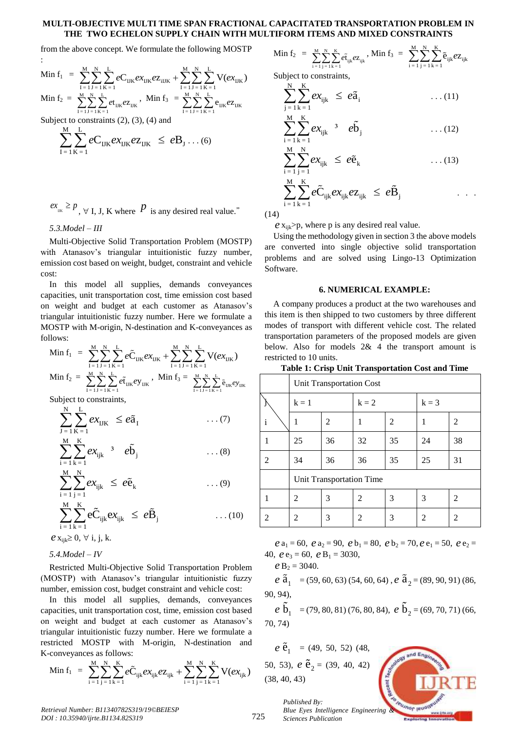from the above concept. We formulate the following MOSTP :

$$\text{Min } f_1 = \sum_{I=1}^{M}\sum_{J=1}^{N}\sum_{K=1}^{L} eC_{IJK}ex_{IJK}ez_{iIJK} + \sum_{I=1}^{M}\sum_{J=1}^{N}\sum_{K=1}^{L} V(ex_{IJK})$$

$$\text{Min } f_2 = \sum_{I=1}^{M}\sum_{J=1}^{N}\sum_{K=1}^{L} et_{IJK}ez_{IJK}, \quad \text{Min } f_3 = \sum_{I=1}^{M}\sum_{J=1}^{N}\sum_{K=1}^{L} e_{IJK}ez_{IJK}$$

Subject to constraints (2), (3), (4) and

$$\sum_{I=1}^{M}\sum_{K=1}^{L} eC_{IJK}ex_{IJK}ez_{IJK} \le eB_J \quad \ldots (6)$$

$ex_{IJK} \ge p$, $\forall$ I, J, K where $p$ is any desired real value."

*5.3.Model – III*

Multi-Objective Solid Transportation Problem (MOSTP) with Atanasov's triangular intuitionistic fuzzy number, emission cost based on weight, budget, constraint and vehicle cost:

In this model all supplies, demands conveyances capacities, unit transportation cost, time emission cost based on weight and budget at each customer as Atanasov's triangular intuitionistic fuzzy number. Here we formulate a MOSTP with M-origin, N-destination and K-conveyances as follows:

$$\text{Min } f_1 = \sum_{I=1}^{M}\sum_{J=1}^{N}\sum_{K=1}^{L} e\tilde{C}_{IJK}ex_{IJK} + \sum_{I=1}^{M}\sum_{J=1}^{N}\sum_{K=1}^{L} V(ex_{IJK})$$

$$\text{Min } f_2 = \sum_{I=1}^{M}\sum_{J=1}^{N}\sum_{K=1}^{L} e\tilde{t}_{IJK}ey_{IJK}, \quad \text{Min } f_3 = \sum_{I=1}^{M}\sum_{J=1}^{N}\sum_{K=1}^{L} \tilde{e}_{IJK}ey_{IJK}$$

Subject to constraints,

$$\sum_{J=1}^{N}\sum_{K=1}^{L} ex_{IJK} \le e\tilde{a}_I \quad \ldots (7)$$

$$\sum_{i=1}^{M}\sum_{k=1}^{K} ex_{ijk} \ge e\tilde{b}_j \quad \ldots (8)$$

$$\sum_{i=1}^{M}\sum_{j=1}^{N} ex_{ijk} \le e\tilde{e}_k \quad \ldots (9)$$

$$\sum_{i=1}^{M}\sum_{k=1}^{K} e\tilde{C}_{ijk}ex_{ijk} \le e\tilde{B}_j \quad \ldots (10)$$

$e\,x_{ijk} \ge 0$, $\forall$ i, j, k.

*5.4.Model – IV*

Restricted Multi-Objective Solid Transportation Problem (MOSTP) with Atanasov's triangular intuitionistic fuzzy number, emission cost, budget constraint and vehicle cost:

In this model all supplies, demands, conveyances capacities, unit transportation cost, time, emission cost based on weight and budget at each customer as Atanasov's triangular intuitionistic fuzzy number. Here we formulate a restricted MOSTP with M-origin, N-destination and K-conveyances as follows:

$$\text{Min } f_1 = \sum_{i=1}^{M}\sum_{j=1}^{N}\sum_{k=1}^{K} e\tilde{C}_{ijk}ex_{ijk}ez_{ijk} + \sum_{i=1}^{M}\sum_{j=1}^{N}\sum_{k=1}^{K} V(ex_{ijk})$$

$$\text{Min } f_2 = \sum_{i=1}^{M}\sum_{j=1}^{N}\sum_{k=1}^{K} e\tilde{t}_{ijk}ez_{ijk}, \quad \text{Min } f_3 = \sum_{i=1}^{M}\sum_{j=1}^{N}\sum_{k=1}^{K} \tilde{e}_{ijk}ez_{ijk}$$

Subject to constraints,

$$\sum_{j=1}^{N}\sum_{k=1}^{K} ex_{ijk} \le e\tilde{a}_i \quad \ldots (11)$$

$$\sum_{i=1}^{M}\sum_{k=1}^{K} ex_{ijk} \ge e\tilde{b}_j \quad \ldots (12)$$

$$\sum_{i=1}^{M}\sum_{j=1}^{N} ex_{ijk} \le e\tilde{e}_k \quad \ldots (13)$$

$$\sum_{i=1}^{M}\sum_{k=1}^{K} e\tilde{C}_{ijk}ex_{ijk}ez_{ijk} \le e\tilde{B}_j \quad \ldots (14)$$

$e\,x_{ijk} > p$, where p is any desired real value.

Using the methodology given in section 3 the above models are converted into single objective solid transportation problems and are solved using Lingo-13 Optimization Software.

## 6. NUMERICAL EXAMPLE:

A company produces a product at the two warehouses and this item is then shipped to two customers by three different modes of transport with different vehicle cost. The related transportation parameters of the proposed models are given below. Also for models 2& 4 the transport amount is restricted to 10 units.

**Table 1: Crisp Unit Transportation Cost and Time**

| | Unit Transportation Cost | | | | | |
|---|---|---|---|---|---|---|
| j | k = 1 | | k = 2 | | k = 3 | |
| i | 1 | 2 | 1 | 2 | 1 | 2 |
| 1 | 25 | 36 | 32 | 35 | 24 | 38 |
| 2 | 34 | 36 | 36 | 35 | 25 | 31 |
| | Unit Transportation Time | | | | | |
| 1 | 2 | 3 | 2 | 3 | 3 | 2 |
| 2 | 2 | 3 | 2 | 3 | 2 | 2 |

$e\,a_1 = 60$, $e\,a_2 = 90$, $e\,b_1 = 80$, $e\,b_2 = 70$, $e\,e_1 = 50$, $e\,e_2 = 40$, $e\,e_3 = 60$, $e\,B_1 = 3030$,

$e\,B_2 = 3040$.

$e\,\tilde{a}_1 = (59, 60, 63)\,(54, 60, 64)$, $e\,\tilde{a}_2 = (89, 90, 91)\,(86, 90, 94)$,

$e\,\tilde{b}_1 = (79, 80, 81)\,(76, 80, 84)$, $e\,\tilde{b}_2 = (69, 70, 71)\,(66, 70, 74)$

$e\,\tilde{e}_1 = (49, 50, 52)\,(48, 50, 53)$, $e\,\tilde{e}_2 = (39, 40, 42)\,(38, 40, 43)$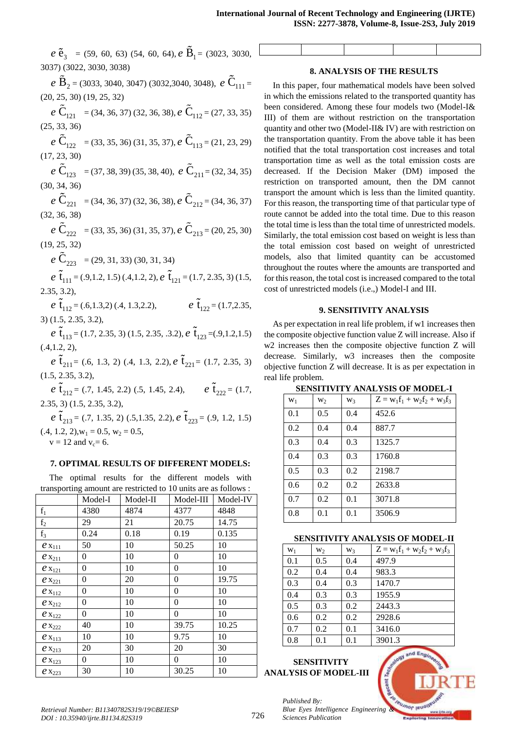$e\ \tilde{e}_3$ = (59, 60, 63) (54, 60, 64), $e\ \tilde{B}_1$ = (3023, 3030, 3037) (3022, 3030, 3038)

$e\ \tilde{B}_2$ = (3033, 3040, 3047) (3032,3040, 3048), $e\ \tilde{C}_{111}$ = (20, 25, 30) (19, 25, 32)

$e\ \tilde{C}_{121}$ = (34, 36, 37) (32, 36, 38), $e\ \tilde{C}_{112}$ = (27, 33, 35) (25, 33, 36)

$e\ \tilde{C}_{122}$ = (33, 35, 36) (31, 35, 37), $e\ \tilde{C}_{113}$ = (21, 23, 29) (17, 23, 30)

$e\ \tilde{C}_{123}$ = (37, 38, 39) (35, 38, 40), $e\ \tilde{C}_{211}$ = (32, 34, 35) (30, 34, 36)

$e\ \tilde{C}_{221}$ = (34, 36, 37) (32, 36, 38), $e\ \tilde{C}_{212}$ = (34, 36, 37) (32, 36, 38)

$e\ \tilde{C}_{222}$ = (33, 35, 36) (31, 35, 37), $e\ \tilde{C}_{213}$ = (20, 25, 30) (19, 25, 32)

$e\ \tilde{C}_{223}$ = (29, 31, 33) (30, 31, 34)

$e\ \tilde{t}_{111}$ = (.9,1.2, 1.5) (.4,1.2, 2), $e\ \tilde{t}_{121}$ = (1.7, 2.35, 3) (1.5, 2.35, 3.2),

$e\ \tilde{t}_{112}$ = (.6,1.3,2) (.4, 1.3,2.2), $e\ \tilde{t}_{122}$ = (1.7,2.35, 3) (1.5, 2.35, 3.2),

$e\ \tilde{t}_{113}$ = (1.7, 2.35, 3) (1.5, 2.35, .3.2), $e\ \tilde{t}_{123}$ =(.9,1.2,1.5) (.4,1.2, 2),

$e\ \tilde{t}_{211}$ = (.6, 1.3, 2) (.4, 1.3, 2.2), $e\ \tilde{t}_{221}$ = (1.7, 2.35, 3) (1.5, 2.35, 3.2),

$e\ \tilde{t}_{212}$ = (.7, 1.45, 2.2) (.5, 1.45, 2.4), $e\ \tilde{t}_{222}$ = (1.7, 2.35, 3) (1.5, 2.35, 3.2),

$e\ \tilde{t}_{213}$ = (.7, 1.35, 2) (.5,1.35, 2.2), $e\ \tilde{t}_{223}$ = (.9, 1.2, 1.5) (.4, 1.2, 2), $w_1$ = 0.5, $w_2$ = 0.5,
$v$ = 12 and $v_c$= 6.

## 7. OPTIMAL RESULTS OF DIFFERENT MODELS:

The optimal results for the different models with transporting amount are restricted to 10 units are as follows :

| | Model-I | Model-II | Model-III | Model-IV |
|---|---|---|---|---|
| $f_1$ | 4380 | 4874 | 4377 | 4848 |
| $f_2$ | 29 | 21 | 20.75 | 14.75 |
| $f_3$ | 0.24 | 0.18 | 0.19 | 0.135 |
| $e\ x_{111}$ | 50 | 10 | 50.25 | 10 |
| $e\ x_{211}$ | 0 | 10 | 0 | 10 |
| $e\ x_{121}$ | 0 | 10 | 0 | 10 |
| $e\ x_{221}$ | 0 | 20 | 0 | 19.75 |
| $e\ x_{112}$ | 0 | 10 | 0 | 10 |
| $e\ x_{212}$ | 0 | 10 | 0 | 10 |
| $e\ x_{122}$ | 0 | 10 | 0 | 10 |
| $e\ x_{222}$ | 40 | 10 | 39.75 | 10.25 |
| $e\ x_{113}$ | 10 | 10 | 9.75 | 10 |
| $e\ x_{213}$ | 20 | 30 | 20 | 30 |
| $e\ x_{123}$ | 0 | 10 | 0 | 10 |
| $e\ x_{223}$ | 30 | 10 | 30.25 | 10 |

## 8. ANALYSIS OF THE RESULTS

In this paper, four mathematical models have been solved in which the emissions related to the transported quantity has been considered. Among these four models two (Model-I& III) of them are without restriction on the transportation quantity and other two (Model-II& IV) are with restriction on the transportation quantity. From the above table it has been notified that the total transportation cost increases and total transportation time as well as the total emission costs are decreased. If the Decision Maker (DM) imposed the restriction on transported amount, then the DM cannot transport the amount which is less than the limited quantity. For this reason, the transporting time of that particular type of route cannot be added into the total time. Due to this reason the total time is less than the total time of unrestricted models. Similarly, the total emission cost based on weight is less than the total emission cost based on weight of unrestricted models, also that limited quantity can be accustomed throughout the routes where the amounts are transported and for this reason, the total cost is increased compared to the total cost of unrestricted models (i.e.,) Model-I and III.

## 9. SENSITIVITY ANALYSIS

As per expectation in real life problem, if w1 increases then the composite objective function value Z will increase. Also if w2 increases then the composite objective function Z will decrease. Similarly, w3 increases then the composite objective function Z will decrease. It is as per expectation in real life problem.

**SENSITIVITY ANALYSIS OF MODEL-I**

| $w_1$ | $w_2$ | $w_3$ | $Z = w_1f_1 + w_2f_2 + w_3f_3$ |
|---|---|---|---|
| 0.1 | 0.5 | 0.4 | 452.6 |
| 0.2 | 0.4 | 0.4 | 887.7 |
| 0.3 | 0.4 | 0.3 | 1325.7 |
| 0.4 | 0.3 | 0.3 | 1760.8 |
| 0.5 | 0.3 | 0.2 | 2198.7 |
| 0.6 | 0.2 | 0.2 | 2633.8 |
| 0.7 | 0.2 | 0.1 | 3071.8 |
| 0.8 | 0.1 | 0.1 | 3506.9 |

**SENSITIVITY ANALYSIS OF MODEL-II**

| $w_1$ | $w_2$ | $w_3$ | $Z = w_1f_1 + w_2f_2 + w_3f_3$ |
|---|---|---|---|
| 0.1 | 0.5 | 0.4 | 497.9 |
| 0.2 | 0.4 | 0.4 | 983.3 |
| 0.3 | 0.4 | 0.3 | 1470.7 |
| 0.4 | 0.3 | 0.3 | 1955.9 |
| 0.5 | 0.3 | 0.2 | 2443.3 |
| 0.6 | 0.2 | 0.2 | 2928.6 |
| 0.7 | 0.2 | 0.1 | 3416.0 |
| 0.8 | 0.1 | 0.1 | 3901.3 |

**SENSITIVITY ANALYSIS OF MODEL-III**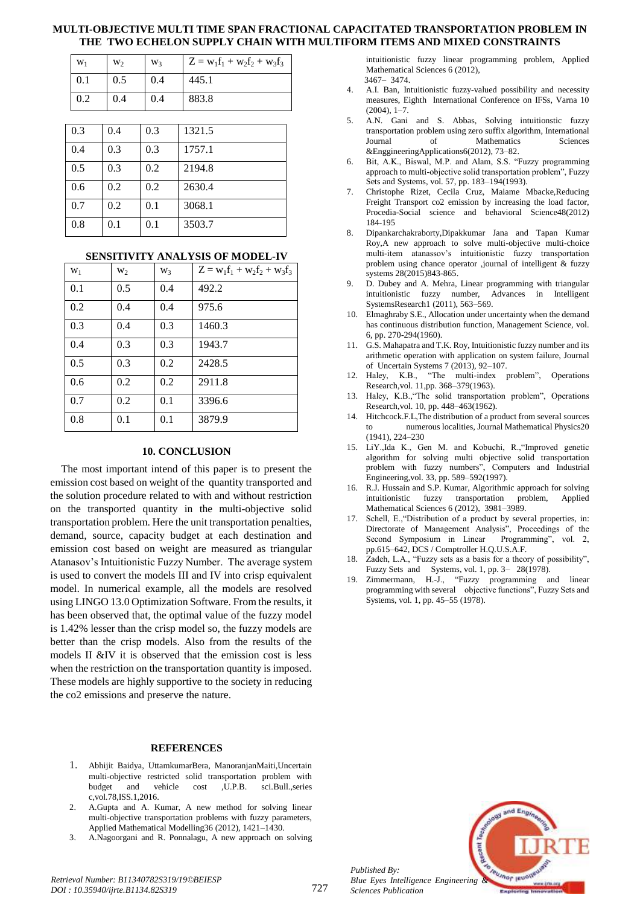| $w_1$ | $w_2$ | $w_3$ | $Z = w_1f_1 + w_2f_2 + w_3f_3$ |
|---|---|---|---|
| 0.1 | 0.5 | 0.4 | 445.1 |
| 0.2 | 0.4 | 0.4 | 883.8 |
| 0.3 | 0.4 | 0.3 | 1321.5 |
| 0.4 | 0.3 | 0.3 | 1757.1 |
| 0.5 | 0.3 | 0.2 | 2194.8 |
| 0.6 | 0.2 | 0.2 | 2630.4 |
| 0.7 | 0.2 | 0.1 | 3068.1 |
| 0.8 | 0.1 | 0.1 | 3503.7 |

**SENSITIVITY ANALYSIS OF MODEL-IV**

| $w_1$ | $w_2$ | $w_3$ | $Z = w_1f_1 + w_2f_2 + w_3f_3$ |
|---|---|---|---|
| 0.1 | 0.5 | 0.4 | 492.2 |
| 0.2 | 0.4 | 0.4 | 975.6 |
| 0.3 | 0.4 | 0.3 | 1460.3 |
| 0.4 | 0.3 | 0.3 | 1943.7 |
| 0.5 | 0.3 | 0.2 | 2428.5 |
| 0.6 | 0.2 | 0.2 | 2911.8 |
| 0.7 | 0.2 | 0.1 | 3396.6 |
| 0.8 | 0.1 | 0.1 | 3879.9 |

## 10. CONCLUSION

The most important intend of this paper is to present the emission cost based on weight of the quantity transported and the solution procedure related to with and without restriction on the transported quantity in the multi-objective solid transportation problem. Here the unit transportation penalties, demand, source, capacity budget at each destination and emission cost based on weight are measured as triangular Atanasov's Intuitionistic Fuzzy Number. The average system is used to convert the models III and IV into crisp equivalent model. In numerical example, all the models are resolved using LINGO 13.0 Optimization Software. From the results, it has been observed that, the optimal value of the fuzzy model is 1.42% lesser than the crisp model so, the fuzzy models are better than the crisp models. Also from the results of the models II &IV it is observed that the emission cost is less when the restriction on the transportation quantity is imposed. These models are highly supportive to the society in reducing the co2 emissions and preserve the nature.

## REFERENCES

1. Abhijit Baidya, UttamkumarBera, ManoranjanMaiti,Uncertain multi-objective restricted solid transportation problem with budget and vehicle cost ,U.P.B. sci.Bull.,series c,vol.78,ISS.1,2016.
2. A.Gupta and A. Kumar, A new method for solving linear multi-objective transportation problems with fuzzy parameters, Applied Mathematical Modelling36 (2012), 1421–1430.
3. A.Nagoorgani and R. Ponnalagu, A new approach on solving intuitionistic fuzzy linear programming problem, Applied Mathematical Sciences 6 (2012), 3467– 3474.
4. A.I. Ban, Intuitionistic fuzzy-valued possibility and necessity measures, Eighth International Conference on IFSs, Varna 10 (2004), 1–7.
5. A.N. Gani and S. Abbas, Solving intuitionstic fuzzy transportation problem using zero suffix algorithm, International Journal of Mathematics Sciences &EnggineeringApplications6(2012), 73–82.
6. Bit, A.K., Biswal, M.P. and Alam, S.S. "Fuzzy programming approach to multi-objective solid transportation problem", Fuzzy Sets and Systems, vol. 57, pp. 183–194(1993).
7. Christophe Rizet, Cecila Cruz, Maiame Mbacke,Reducing Freight Transport co2 emission by increasing the load factor, Procedia-Social science and behavioral Science48(2012) 184-195
8. Dipankarchakraborty,Dipakkumar Jana and Tapan Kumar Roy,A new approach to solve multi-objective multi-choice multi-item atanassov's intuitionistic fuzzy transportation problem using chance operator ,journal of intelligent & fuzzy systems 28(2015)843-865.
9. D. Dubey and A. Mehra, Linear programming with triangular intuitionistic fuzzy number, Advances in Intelligent SystemsResearch1 (2011), 563–569.
10. Elmaghraby S.E., Allocation under uncertainty when the demand has continuous distribution function, Management Science, vol. 6, pp. 270-294(1960).
11. G.S. Mahapatra and T.K. Roy, Intuitionistic fuzzy number and its arithmetic operation with application on system failure, Journal of Uncertain Systems 7 (2013), 92–107.
12. Haley, K.B., "The multi-index problem", Operations Research,vol. 11,pp. 368–379(1963).
13. Haley, K.B.,"The solid transportation problem", Operations Research,vol. 10, pp. 448–463(1962).
14. Hitchcock.F.L,The distribution of a product from several sources to numerous localities, Journal Mathematical Physics20 (1941), 224–230
15. LiY.,Ida K., Gen M. and Kobuchi, R.,"Improved genetic algorithm for solving multi objective solid transportation problem with fuzzy numbers", Computers and Industrial Engineering,vol. 33, pp. 589–592(1997).
16. R.J. Hussain and S.P. Kumar, Algorithmic approach for solving intuitionistic fuzzy transportation problem, Applied Mathematical Sciences 6 (2012), 3981–3989.
17. Schell, E.,"Distribution of a product by several properties, in: Directorate of Management Analysis", Proceedings of the Second Symposium in Linear Programming", vol. 2, pp.615–642, DCS / Comptroller H.Q.U.S.A.F.
18. Zadeh, L.A., "Fuzzy sets as a basis for a theory of possibility", Fuzzy Sets and Systems, vol. 1, pp. 3– 28(1978).
19. Zimmermann, H.-J., "Fuzzy programming and linear programming with several objective functions", Fuzzy Sets and Systems, vol. 1, pp. 45–55 (1978).